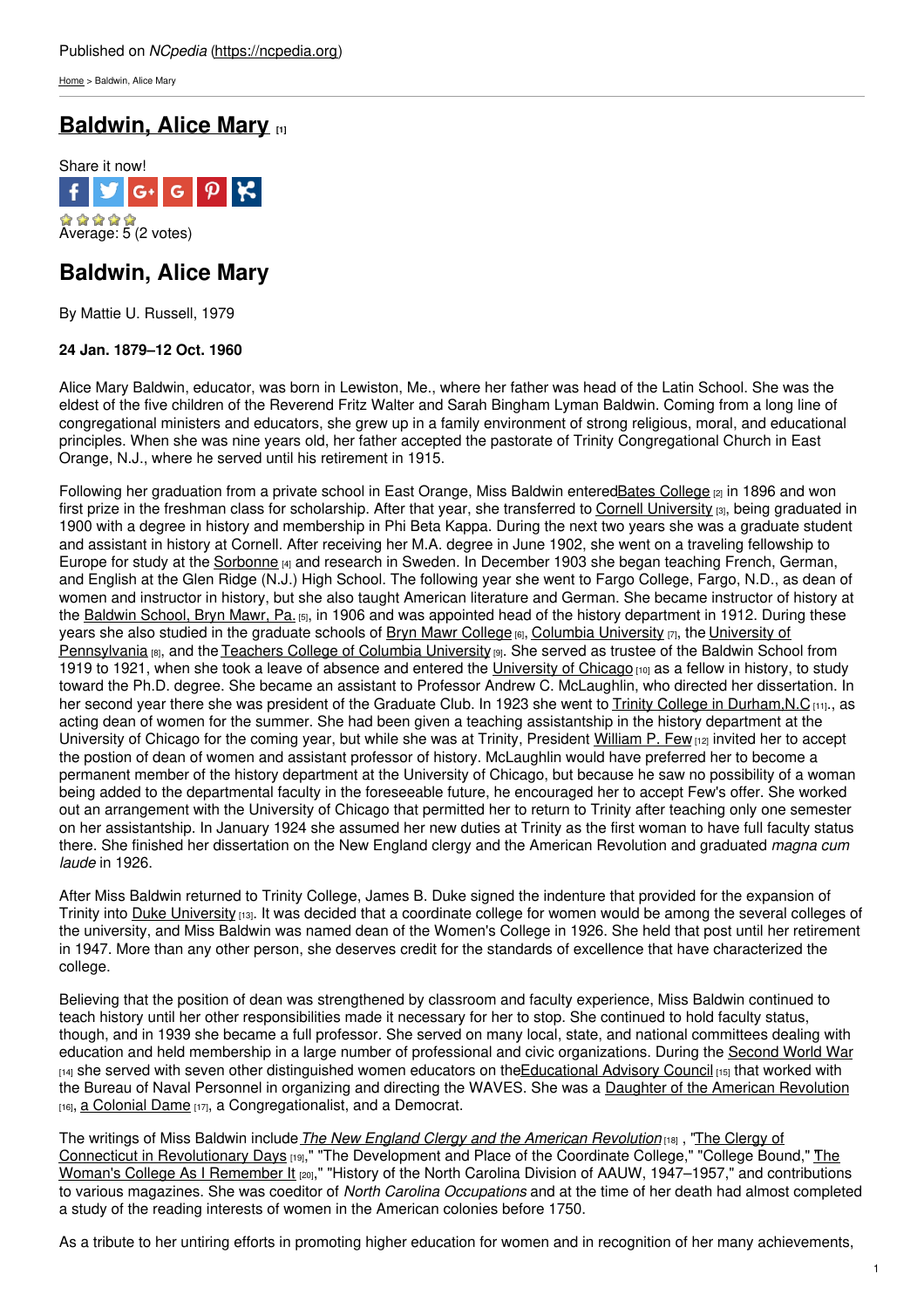Published on *NCpedia* (https://ncpedia.org)

Home > Baldwin, Alice Mary

# Baldwin, Alice Mary [1]

Share it now!

Average: 5 (2 votes)

## Baldwin, Alice Mary

By Mattie U. Russell, 1979

**24 Jan. 1879–12 Oct. 1960**

Alice Mary Baldwin, educator, was born in Lewiston, Me., where her father was head of the Latin School. She was the eldest of the five children of the Reverend Fritz Walter and Sarah Bingham Lyman Baldwin. Coming from a long line of congregational ministers and educators, she grew up in a family environment of strong religious, moral, and educational principles. When she was nine years old, her father accepted the pastorate of Trinity Congregational Church in East Orange, N.J., where he served until his retirement in 1915.

Following her graduation from a private school in East Orange, Miss Baldwin enteredBates College [2] in 1896 and won first prize in the freshman class for scholarship. After that year, she transferred to Cornell University [3], being graduated in 1900 with a degree in history and membership in Phi Beta Kappa. During the next two years she was a graduate student and assistant in history at Cornell. After receiving her M.A. degree in June 1902, she went on a traveling fellowship to Europe for study at the Sorbonne [4] and research in Sweden. In December 1903 she began teaching French, German, and English at the Glen Ridge (N.J.) High School. The following year she went to Fargo College, Fargo, N.D., as dean of women and instructor in history, but she also taught American literature and German. She became instructor of history at the Baldwin School, Bryn Mawr, Pa. [5], in 1906 and was appointed head of the history department in 1912. During these years she also studied in the graduate schools of Bryn Mawr College [6], Columbia University [7], the University of Pennsylvania [8], and the Teachers College of Columbia University [9]. She served as trustee of the Baldwin School from 1919 to 1921, when she took a leave of absence and entered the University of Chicago [10] as a fellow in history, to study toward the Ph.D. degree. She became an assistant to Professor Andrew C. McLaughlin, who directed her dissertation. In her second year there she was president of the Graduate Club. In 1923 she went to Trinity College in Durham,N.C [11]., as acting dean of women for the summer. She had been given a teaching assistantship in the history department at the University of Chicago for the coming year, but while she was at Trinity, President William P. Few [12] invited her to accept the postion of dean of women and assistant professor of history. McLaughlin would have preferred her to become a permanent member of the history department at the University of Chicago, but because he saw no possibility of a woman being added to the departmental faculty in the foreseeable future, he encouraged her to accept Few's offer. She worked out an arrangement with the University of Chicago that permitted her to return to Trinity after teaching only one semester on her assistantship. In January 1924 she assumed her new duties at Trinity as the first woman to have full faculty status there. She finished her dissertation on the New England clergy and the American Revolution and graduated *magna cum laude* in 1926.

After Miss Baldwin returned to Trinity College, James B. Duke signed the indenture that provided for the expansion of Trinity into Duke University [13]. It was decided that a coordinate college for women would be among the several colleges of the university, and Miss Baldwin was named dean of the Women's College in 1926. She held that post until her retirement in 1947. More than any other person, she deserves credit for the standards of excellence that have characterized the college.

Believing that the position of dean was strengthened by classroom and faculty experience, Miss Baldwin continued to teach history until her other responsibilities made it necessary for her to stop. She continued to hold faculty status, though, and in 1939 she became a full professor. She served on many local, state, and national committees dealing with education and held membership in a large number of professional and civic organizations. During the Second World War [14] she served with seven other distinguished women educators on theEducational Advisory Council [15] that worked with the Bureau of Naval Personnel in organizing and directing the WAVES. She was a Daughter of the American Revolution [16], a Colonial Dame [17], a Congregationalist, and a Democrat.

The writings of Miss Baldwin include *The New England Clergy and the American Revolution* [18] , "The Clergy of Connecticut in Revolutionary Days [19]," "The Development and Place of the Coordinate College," "College Bound," "The Woman's College As I Remember It [20]," "History of the North Carolina Division of AAUW, 1947–1957," and contributions to various magazines. She was coeditor of *North Carolina Occupations* and at the time of her death had almost completed a study of the reading interests of women in the American colonies before 1750.

As a tribute to her untiring efforts in promoting higher education for women and in recognition of her many achievements,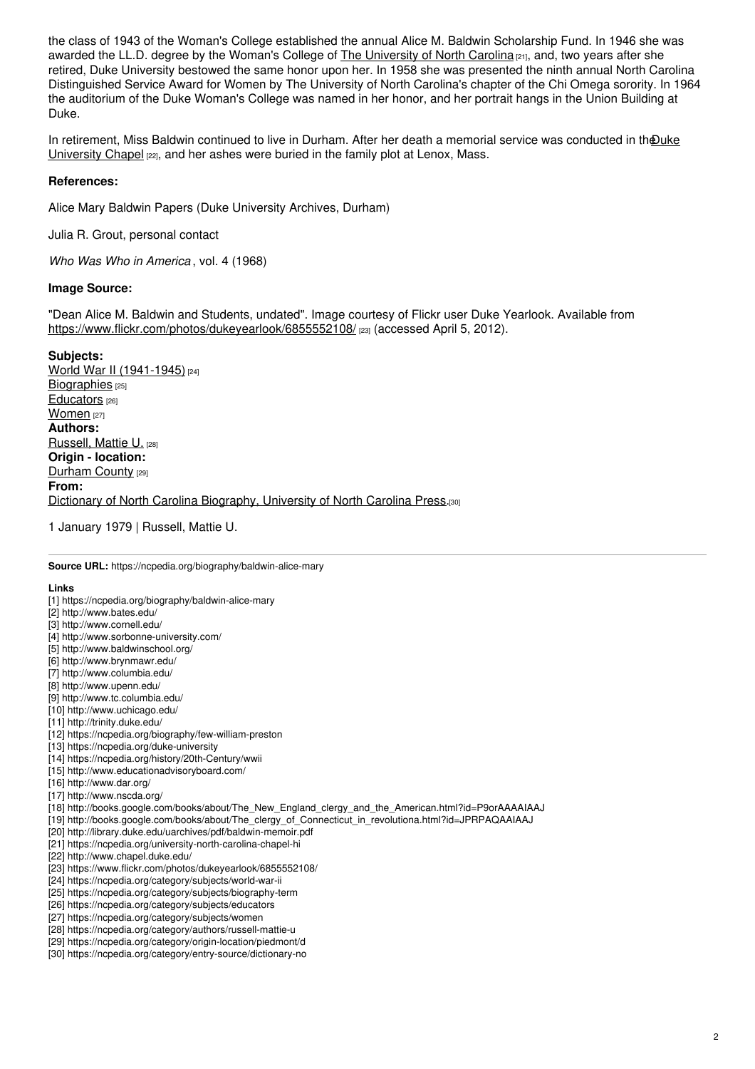the class of 1943 of the Woman's College established the annual Alice M. Baldwin Scholarship Fund. In 1946 she was awarded the LL.D. degree by the Woman's College of The University of North Carolina [21], and, two years after she retired, Duke University bestowed the same honor upon her. In 1958 she was presented the ninth annual North Carolina Distinguished Service Award for Women by The University of North Carolina's chapter of the Chi Omega sorority. In 1964 the auditorium of the Duke Woman's College was named in her honor, and her portrait hangs in the Union Building at Duke.

In retirement, Miss Baldwin continued to live in Durham. After her death a memorial service was conducted in the Duke University Chapel [22], and her ashes were buried in the family plot at Lenox, Mass.

**References:**

Alice Mary Baldwin Papers (Duke University Archives, Durham)

Julia R. Grout, personal contact

*Who Was Who in America*, vol. 4 (1968)

**Image Source:**

"Dean Alice M. Baldwin and Students, undated". Image courtesy of Flickr user Duke Yearlook. Available from https://www.flickr.com/photos/dukeyearlook/6855552108/ [23] (accessed April 5, 2012).

**Subjects:**
World War II (1941-1945) [24]
Biographies [25]
Educators [26]
Women [27]
**Authors:**
Russell, Mattie U. [28]
**Origin - location:**
Durham County [29]
**From:**
Dictionary of North Carolina Biography, University of North Carolina Press.[30]

1 January 1979 | Russell, Mattie U.

**Source URL:** https://ncpedia.org/biography/baldwin-alice-mary

**Links**
[1] https://ncpedia.org/biography/baldwin-alice-mary
[2] http://www.bates.edu/
[3] http://www.cornell.edu/
[4] http://www.sorbonne-university.com/
[5] http://www.baldwinschool.org/
[6] http://www.brynmawr.edu/
[7] http://www.columbia.edu/
[8] http://www.upenn.edu/
[9] http://www.tc.columbia.edu/
[10] http://www.uchicago.edu/
[11] http://trinity.duke.edu/
[12] https://ncpedia.org/biography/few-william-preston
[13] https://ncpedia.org/duke-university
[14] https://ncpedia.org/history/20th-Century/wwii
[15] http://www.educationadvisoryboard.com/
[16] http://www.dar.org/
[17] http://www.nscda.org/
[18] http://books.google.com/books/about/The_New_England_clergy_and_the_American.html?id=P9orAAAAIAAJ
[19] http://books.google.com/books/about/The_clergy_of_Connecticut_in_revolutiona.html?id=JPRPAQAAIAAJ
[20] http://library.duke.edu/uarchives/pdf/baldwin-memoir.pdf
[21] https://ncpedia.org/university-north-carolina-chapel-hi
[22] http://www.chapel.duke.edu/
[23] https://www.flickr.com/photos/dukeyearlook/6855552108/
[24] https://ncpedia.org/category/subjects/world-war-ii
[25] https://ncpedia.org/category/subjects/biography-term
[26] https://ncpedia.org/category/subjects/educators
[27] https://ncpedia.org/category/subjects/women
[28] https://ncpedia.org/category/authors/russell-mattie-u
[29] https://ncpedia.org/category/origin-location/piedmont/d
[30] https://ncpedia.org/category/entry-source/dictionary-no